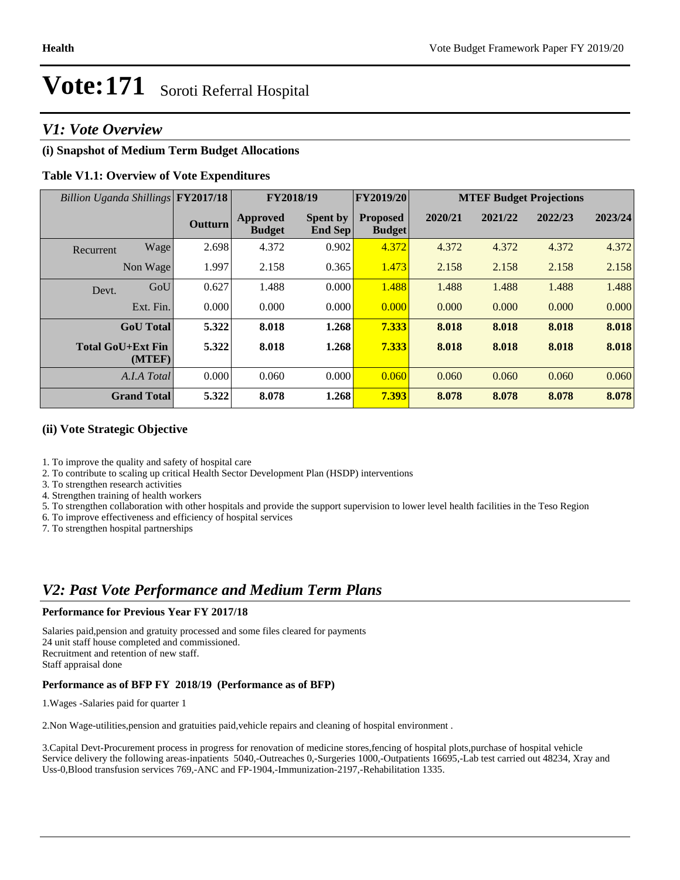# Vote:171 Soroti Referral Hospital

## V1: Vote Overview

### (i) Snapshot of Medium Term Budget Allocations

**Table V1.1: Overview of Vote Expenditures**

| *Billion Uganda Shillings* | | FY2017/18 | FY2018/19 | | FY2019/20 | MTEF Budget Projections | | | |
|---|---|---|---|---|---|---|---|---|---|
| | | Outturn | Approved Budget | Spent by End Sep | Proposed Budget | 2020/21 | 2021/22 | 2022/23 | 2023/24 |
| Recurrent | Wage | 2.698 | 4.372 | 0.902 | 4.372 | 4.372 | 4.372 | 4.372 | 4.372 |
| | Non Wage | 1.997 | 2.158 | 0.365 | 1.473 | 2.158 | 2.158 | 2.158 | 2.158 |
| Devt. | GoU | 0.627 | 1.488 | 0.000 | 1.488 | 1.488 | 1.488 | 1.488 | 1.488 |
| | Ext. Fin. | 0.000 | 0.000 | 0.000 | 0.000 | 0.000 | 0.000 | 0.000 | 0.000 |
| | **GoU Total** | **5.322** | **8.018** | **1.268** | **7.333** | **8.018** | **8.018** | **8.018** | **8.018** |
| | **Total GoU+Ext Fin (MTEF)** | **5.322** | **8.018** | **1.268** | **7.333** | **8.018** | **8.018** | **8.018** | **8.018** |
| | *A.I.A Total* | 0.000 | 0.060 | 0.000 | 0.060 | 0.060 | 0.060 | 0.060 | 0.060 |
| | **Grand Total** | **5.322** | **8.078** | **1.268** | **7.393** | **8.078** | **8.078** | **8.078** | **8.078** |

### (ii) Vote Strategic Objective

1. To improve the quality and safety of hospital care
2. To contribute to scaling up critical Health Sector Development Plan (HSDP) interventions
3. To strengthen research activities
4. Strengthen training of health workers
5. To strengthen collaboration with other hospitals and provide the support supervision to lower level health facilities in the Teso Region
6. To improve effectiveness and efficiency of hospital services
7. To strengthen hospital partnerships

## V2: Past Vote Performance and Medium Term Plans

### Performance for Previous Year FY 2017/18

Salaries paid,pension and gratuity processed and some files cleared for payments
24 unit staff house completed and commissioned.
Recruitment and retention of new staff.
Staff appraisal done

### Performance as of BFP FY 2018/19 (Performance as of BFP)

1.Wages -Salaries paid for quarter 1

2.Non Wage-utilities,pension and gratuities paid,vehicle repairs and cleaning of hospital environment .

3.Capital Devt-Procurement process in progress for renovation of medicine stores,fencing of hospital plots,purchase of hospital vehicle
Service delivery the following areas-inpatients 5040,-Outreaches 0,-Surgeries 1000,-Outpatients 16695,-Lab test carried out 48234, Xray and Uss-0,Blood transfusion services 769,-ANC and FP-1904,-Immunization-2197,-Rehabilitation 1335.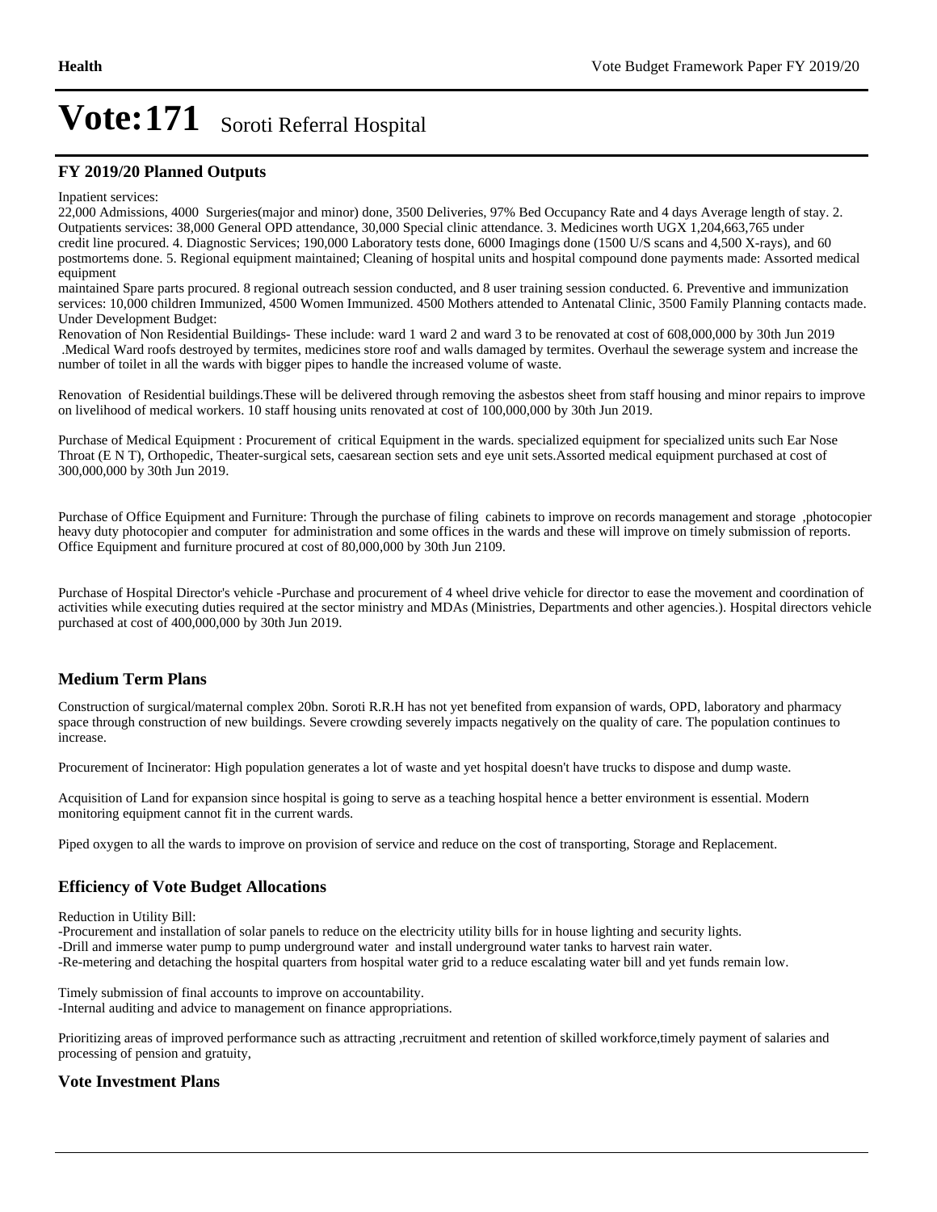# Vote:171 Soroti Referral Hospital

## FY 2019/20 Planned Outputs

Inpatient services:
22,000 Admissions, 4000 Surgeries(major and minor) done, 3500 Deliveries, 97% Bed Occupancy Rate and 4 days Average length of stay. 2. Outpatients services: 38,000 General OPD attendance, 30,000 Special clinic attendance. 3. Medicines worth UGX 1,204,663,765 under credit line procured. 4. Diagnostic Services; 190,000 Laboratory tests done, 6000 Imagings done (1500 U/S scans and 4,500 X-rays), and 60 postmortems done. 5. Regional equipment maintained; Cleaning of hospital units and hospital compound done payments made: Assorted medical equipment
maintained Spare parts procured. 8 regional outreach session conducted, and 8 user training session conducted. 6. Preventive and immunization services: 10,000 children Immunized, 4500 Women Immunized. 4500 Mothers attended to Antenatal Clinic, 3500 Family Planning contacts made.
Under Development Budget:
Renovation of Non Residential Buildings- These include: ward 1 ward 2 and ward 3 to be renovated at cost of 608,000,000 by 30th Jun 2019 .Medical Ward roofs destroyed by termites, medicines store roof and walls damaged by termites. Overhaul the sewerage system and increase the number of toilet in all the wards with bigger pipes to handle the increased volume of waste.

Renovation of Residential buildings.These will be delivered through removing the asbestos sheet from staff housing and minor repairs to improve on livelihood of medical workers. 10 staff housing units renovated at cost of 100,000,000 by 30th Jun 2019.

Purchase of Medical Equipment : Procurement of critical Equipment in the wards. specialized equipment for specialized units such Ear Nose Throat (E N T), Orthopedic, Theater-surgical sets, caesarean section sets and eye unit sets.Assorted medical equipment purchased at cost of 300,000,000 by 30th Jun 2019.

Purchase of Office Equipment and Furniture: Through the purchase of filing cabinets to improve on records management and storage ,photocopier heavy duty photocopier and computer for administration and some offices in the wards and these will improve on timely submission of reports. Office Equipment and furniture procured at cost of 80,000,000 by 30th Jun 2109.

Purchase of Hospital Director's vehicle -Purchase and procurement of 4 wheel drive vehicle for director to ease the movement and coordination of activities while executing duties required at the sector ministry and MDAs (Ministries, Departments and other agencies.). Hospital directors vehicle purchased at cost of 400,000,000 by 30th Jun 2019.

## Medium Term Plans

Construction of surgical/maternal complex 20bn. Soroti R.R.H has not yet benefited from expansion of wards, OPD, laboratory and pharmacy space through construction of new buildings. Severe crowding severely impacts negatively on the quality of care. The population continues to increase.

Procurement of Incinerator: High population generates a lot of waste and yet hospital doesn't have trucks to dispose and dump waste.

Acquisition of Land for expansion since hospital is going to serve as a teaching hospital hence a better environment is essential. Modern monitoring equipment cannot fit in the current wards.

Piped oxygen to all the wards to improve on provision of service and reduce on the cost of transporting, Storage and Replacement.

## Efficiency of Vote Budget Allocations

Reduction in Utility Bill:
-Procurement and installation of solar panels to reduce on the electricity utility bills for in house lighting and security lights.
-Drill and immerse water pump to pump underground water and install underground water tanks to harvest rain water.
-Re-metering and detaching the hospital quarters from hospital water grid to a reduce escalating water bill and yet funds remain low.

Timely submission of final accounts to improve on accountability.
-Internal auditing and advice to management on finance appropriations.

Prioritizing areas of improved performance such as attracting ,recruitment and retention of skilled workforce,timely payment of salaries and processing of pension and gratuity,

## Vote Investment Plans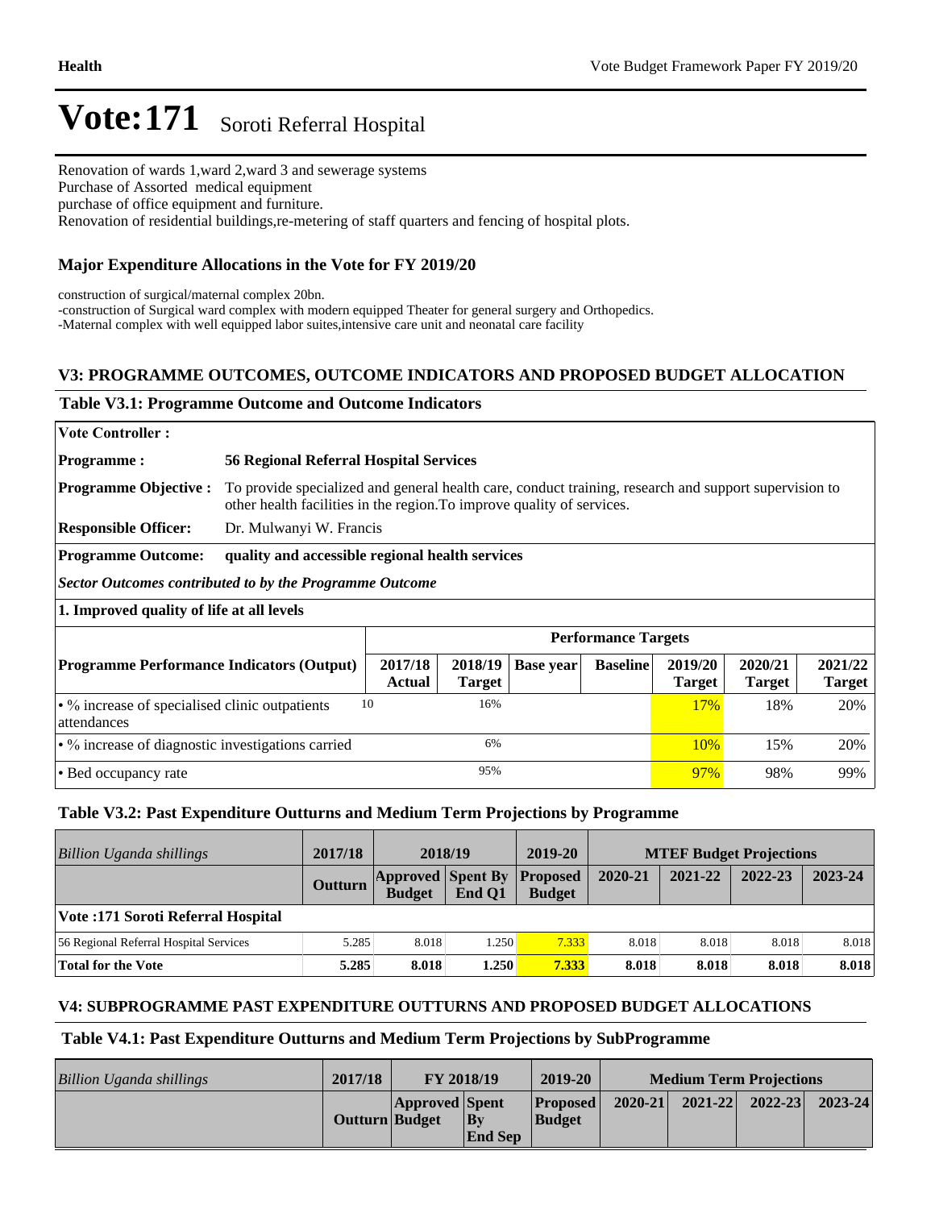# Vote:171 Soroti Referral Hospital

Renovation of wards 1,ward 2,ward 3 and sewerage systems
Purchase of Assorted medical equipment
purchase of office equipment and furniture.
Renovation of residential buildings,re-metering of staff quarters and fencing of hospital plots.

### Major Expenditure Allocations in the Vote for FY 2019/20

construction of surgical/maternal complex 20bn.
-construction of Surgical ward complex with modern equipped Theater for general surgery and Orthopedics.
-Maternal complex with well equipped labor suites,intensive care unit and neonatal care facility

### V3: PROGRAMME OUTCOMES, OUTCOME INDICATORS AND PROPOSED BUDGET ALLOCATION

#### Table V3.1: Programme Outcome and Outcome Indicators

**Vote Controller :**

**Programme :** **56 Regional Referral Hospital Services**

**Programme Objective :** To provide specialized and general health care, conduct training, research and support supervision to other health facilities in the region.To improve quality of services.

**Responsible Officer:** Dr. Mulwanyi W. Francis

**Programme Outcome:** **quality and accessible regional health services**

***Sector Outcomes contributed to by the Programme Outcome***

**1. Improved quality of life at all levels**

| | Performance Targets | | | | | | |
|---|---|---|---|---|---|---|---|
| **Programme Performance Indicators (Output)** | **2017/18 Actual** | **2018/19 Target** | **Base year** | **Baseline** | **2019/20 Target** | **2020/21 Target** | **2021/22 Target** |
| • % increase of specialised clinic outpatients attendances | 10 | 16% | | | 17% | 18% | 20% |
| • % increase of diagnostic investigations carried | | 6% | | | 10% | 15% | 20% |
| • Bed occupancy rate | | 95% | | | 97% | 98% | 99% |

#### Table V3.2: Past Expenditure Outturns and Medium Term Projections by Programme

| *Billion Uganda shillings* | 2017/18 | 2018/19 | | 2019-20 | MTEF Budget Projections | | | |
|---|---|---|---|---|---|---|---|---|
| | **Outturn** | **Approved Budget** | **Spent By End Q1** | **Proposed Budget** | **2020-21** | **2021-22** | **2022-23** | **2023-24** |
| **Vote :171 Soroti Referral Hospital** | | | | | | | | |
| 56 Regional Referral Hospital Services | 5.285 | 8.018 | 1.250 | 7.333 | 8.018 | 8.018 | 8.018 | 8.018 |
| **Total for the Vote** | **5.285** | **8.018** | **1.250** | **7.333** | **8.018** | **8.018** | **8.018** | **8.018** |

### V4: SUBPROGRAMME PAST EXPENDITURE OUTTURNS AND PROPOSED BUDGET ALLOCATIONS

#### Table V4.1: Past Expenditure Outturns and Medium Term Projections by SubProgramme

| *Billion Uganda shillings* | 2017/18 | FY 2018/19 | | 2019-20 | Medium Term Projections | | | |
|---|---|---|---|---|---|---|---|---|
| | **Outturn** | **Approved Budget** | **Spent By End Sep** | **Proposed Budget** | **2020-21** | **2021-22** | **2022-23** | **2023-24** |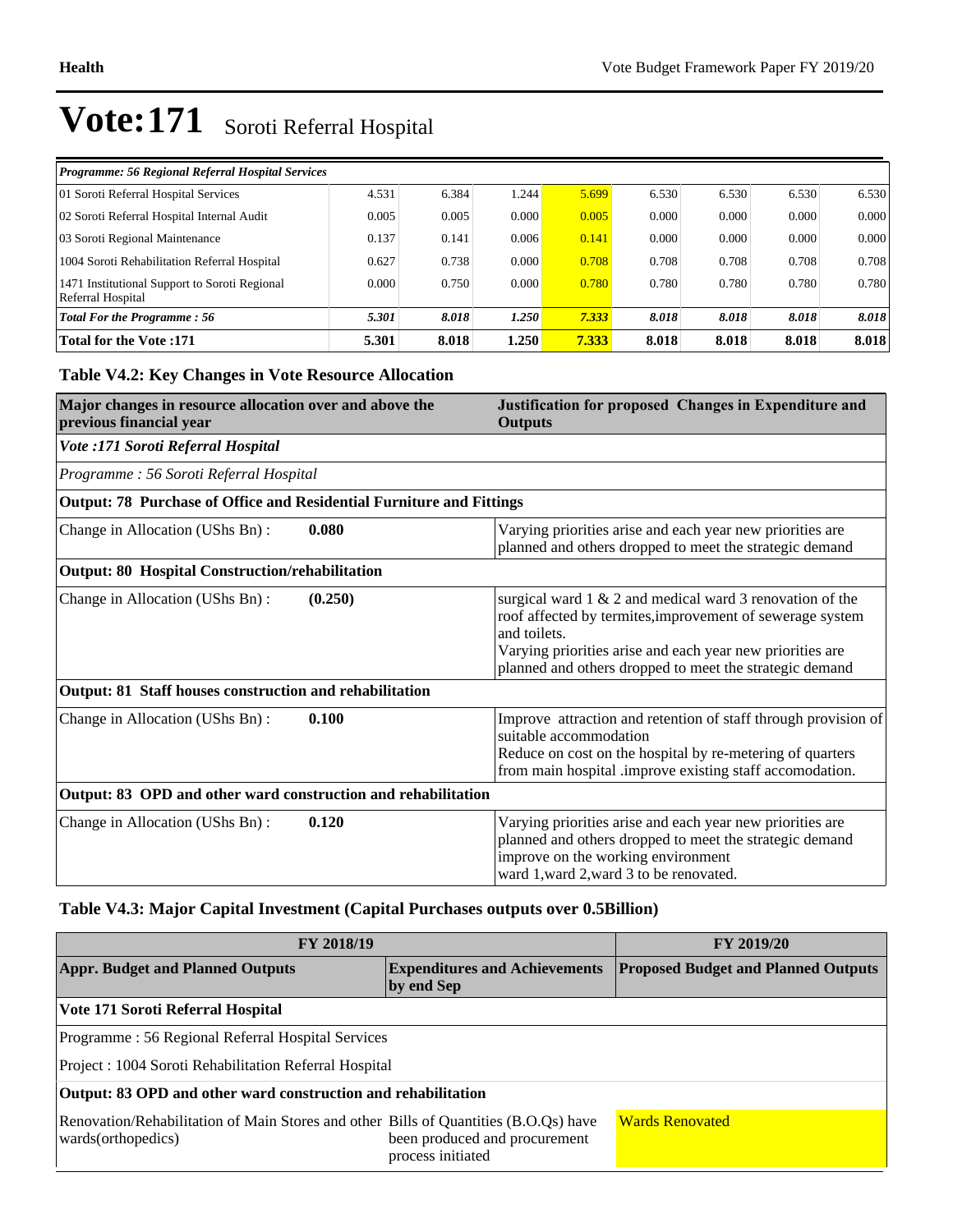# Vote:171 Soroti Referral Hospital

| | | | | | | | | |
|---|---|---|---|---|---|---|---|---|
| ***Programme: 56 Regional Referral Hospital Services*** | | | | | | | | |
| 01 Soroti Referral Hospital Services | 4.531 | 6.384 | 1.244 | 5.699 | 6.530 | 6.530 | 6.530 | 6.530 |
| 02 Soroti Referral Hospital Internal Audit | 0.005 | 0.005 | 0.000 | 0.005 | 0.000 | 0.000 | 0.000 | 0.000 |
| 03 Soroti Regional Maintenance | 0.137 | 0.141 | 0.006 | 0.141 | 0.000 | 0.000 | 0.000 | 0.000 |
| 1004 Soroti Rehabilitation Referral Hospital | 0.627 | 0.738 | 0.000 | 0.708 | 0.708 | 0.708 | 0.708 | 0.708 |
| 1471 Institutional Support to Soroti Regional Referral Hospital | 0.000 | 0.750 | 0.000 | 0.780 | 0.780 | 0.780 | 0.780 | 0.780 |
| ***Total For the Programme : 56*** | ***5.301*** | ***8.018*** | ***1.250*** | ***7.333*** | ***8.018*** | ***8.018*** | ***8.018*** | ***8.018*** |
| **Total for the Vote :171** | **5.301** | **8.018** | **1.250** | **7.333** | **8.018** | **8.018** | **8.018** | **8.018** |

### Table V4.2: Key Changes in Vote Resource Allocation

| Major changes in resource allocation over and above the previous financial year | | Justification for proposed Changes in Expenditure and Outputs |
|---|---|---|
| ***Vote :171 Soroti Referral Hospital*** | | |
| *Programme : 56 Soroti Referral Hospital* | | |
| **Output: 78 Purchase of Office and Residential Furniture and Fittings** | | |
| Change in Allocation (UShs Bn) : | **0.080** | Varying priorities arise and each year new priorities are planned and others dropped to meet the strategic demand |
| **Output: 80 Hospital Construction/rehabilitation** | | |
| Change in Allocation (UShs Bn) : | **(0.250)** | surgical ward 1 & 2 and medical ward 3 renovation of the roof affected by termites,improvement of sewerage system and toilets.<br>Varying priorities arise and each year new priorities are planned and others dropped to meet the strategic demand |
| **Output: 81 Staff houses construction and rehabilitation** | | |
| Change in Allocation (UShs Bn) : | **0.100** | Improve attraction and retention of staff through provision of suitable accommodation<br>Reduce on cost on the hospital by re-metering of quarters from main hospital .improve existing staff accomodation. |
| **Output: 83 OPD and other ward construction and rehabilitation** | | |
| Change in Allocation (UShs Bn) : | **0.120** | Varying priorities arise and each year new priorities are planned and others dropped to meet the strategic demand<br>improve on the working environment<br>ward 1,ward 2,ward 3 to be renovated. |

### Table V4.3: Major Capital Investment (Capital Purchases outputs over 0.5Billion)

| FY 2018/19 | | FY 2019/20 |
|---|---|---|
| **Appr. Budget and Planned Outputs** | **Expenditures and Achievements by end Sep** | **Proposed Budget and Planned Outputs** |
| **Vote 171 Soroti Referral Hospital** | | |
| Programme : 56 Regional Referral Hospital Services | | |
| Project : 1004 Soroti Rehabilitation Referral Hospital | | |
| **Output: 83 OPD and other ward construction and rehabilitation** | | |
| Renovation/Rehabilitation of Main Stores and other wards(orthopedics) | Bills of Quantities (B.O.Qs) have been produced and procurement process initiated | Wards Renovated |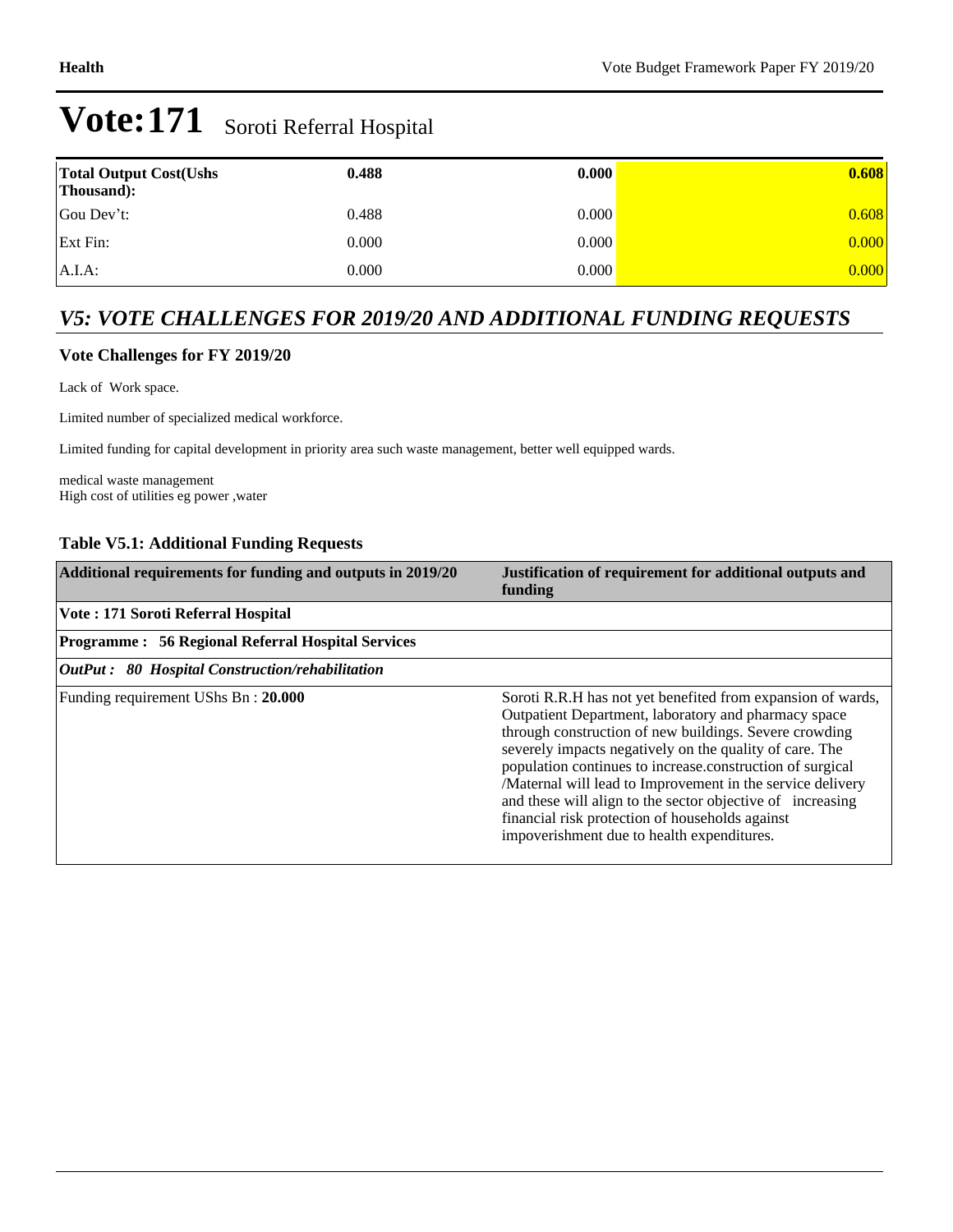# Vote:171 Soroti Referral Hospital

| | | | |
|---|---|---|---|
| **Total Output Cost(Ushs Thousand):** | **0.488** | **0.000** | **0.608** |
| Gou Dev't: | 0.488 | 0.000 | 0.608 |
| Ext Fin: | 0.000 | 0.000 | 0.000 |
| A.I.A: | 0.000 | 0.000 | 0.000 |

## *V5: VOTE CHALLENGES FOR 2019/20 AND ADDITIONAL FUNDING REQUESTS*

### Vote Challenges for FY 2019/20

Lack of Work space.

Limited number of specialized medical workforce.

Limited funding for capital development in priority area such waste management, better well equipped wards.

medical waste management
High cost of utilities eg power ,water

### Table V5.1: Additional Funding Requests

| Additional requirements for funding and outputs in 2019/20 | Justification of requirement for additional outputs and funding |
|---|---|
| **Vote : 171 Soroti Referral Hospital** | |
| **Programme : 56 Regional Referral Hospital Services** | |
| ***OutPut : 80 Hospital Construction/rehabilitation*** | |
| Funding requirement UShs Bn : **20.000** | Soroti R.R.H has not yet benefited from expansion of wards, Outpatient Department, laboratory and pharmacy space through construction of new buildings. Severe crowding severely impacts negatively on the quality of care. The population continues to increase.construction of surgical /Maternal will lead to Improvement in the service delivery and these will align to the sector objective of increasing financial risk protection of households against impoverishment due to health expenditures. |